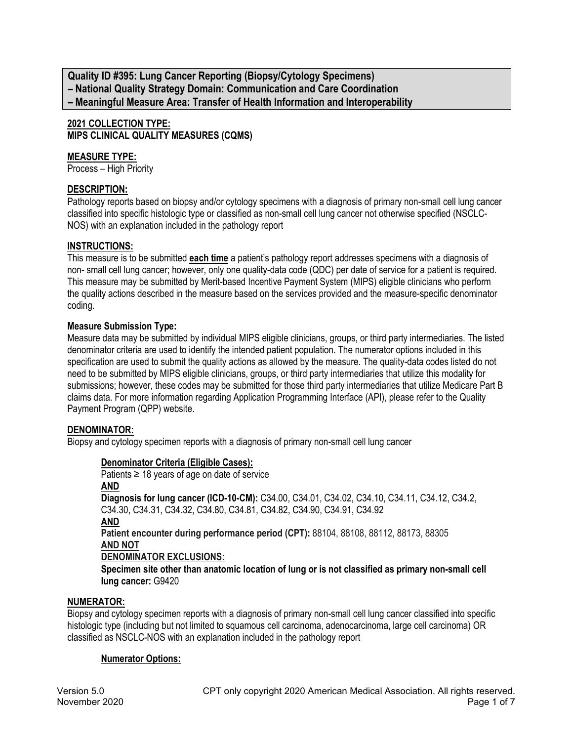**Quality ID #395: Lung Cancer Reporting (Biopsy/Cytology Specimens)**
**– National Quality Strategy Domain: Communication and Care Coordination**
**– Meaningful Measure Area: Transfer of Health Information and Interoperability**

**2021 COLLECTION TYPE:**
**MIPS CLINICAL QUALITY MEASURES (CQMS)**

**MEASURE TYPE:**
Process – High Priority

**DESCRIPTION:**
Pathology reports based on biopsy and/or cytology specimens with a diagnosis of primary non-small cell lung cancer classified into specific histologic type or classified as non-small cell lung cancer not otherwise specified (NSCLC-NOS) with an explanation included in the pathology report

**INSTRUCTIONS:**
This measure is to be submitted **each time** a patient's pathology report addresses specimens with a diagnosis of non- small cell lung cancer; however, only one quality-data code (QDC) per date of service for a patient is required. This measure may be submitted by Merit-based Incentive Payment System (MIPS) eligible clinicians who perform the quality actions described in the measure based on the services provided and the measure-specific denominator coding.

**Measure Submission Type:**
Measure data may be submitted by individual MIPS eligible clinicians, groups, or third party intermediaries. The listed denominator criteria are used to identify the intended patient population. The numerator options included in this specification are used to submit the quality actions as allowed by the measure. The quality-data codes listed do not need to be submitted by MIPS eligible clinicians, groups, or third party intermediaries that utilize this modality for submissions; however, these codes may be submitted for those third party intermediaries that utilize Medicare Part B claims data. For more information regarding Application Programming Interface (API), please refer to the Quality Payment Program (QPP) website.

**DENOMINATOR:**
Biopsy and cytology specimen reports with a diagnosis of primary non-small cell lung cancer

**Denominator Criteria (Eligible Cases):**
Patients ≥ 18 years of age on date of service
**AND**
**Diagnosis for lung cancer (ICD-10-CM):** C34.00, C34.01, C34.02, C34.10, C34.11, C34.12, C34.2, C34.30, C34.31, C34.32, C34.80, C34.81, C34.82, C34.90, C34.91, C34.92
**AND**
**Patient encounter during performance period (CPT):** 88104, 88108, 88112, 88173, 88305
**AND NOT**
**DENOMINATOR EXCLUSIONS:**
**Specimen site other than anatomic location of lung or is not classified as primary non-small cell lung cancer:** G9420

**NUMERATOR:**
Biopsy and cytology specimen reports with a diagnosis of primary non-small cell lung cancer classified into specific histologic type (including but not limited to squamous cell carcinoma, adenocarcinoma, large cell carcinoma) OR classified as NSCLC-NOS with an explanation included in the pathology report

**Numerator Options:**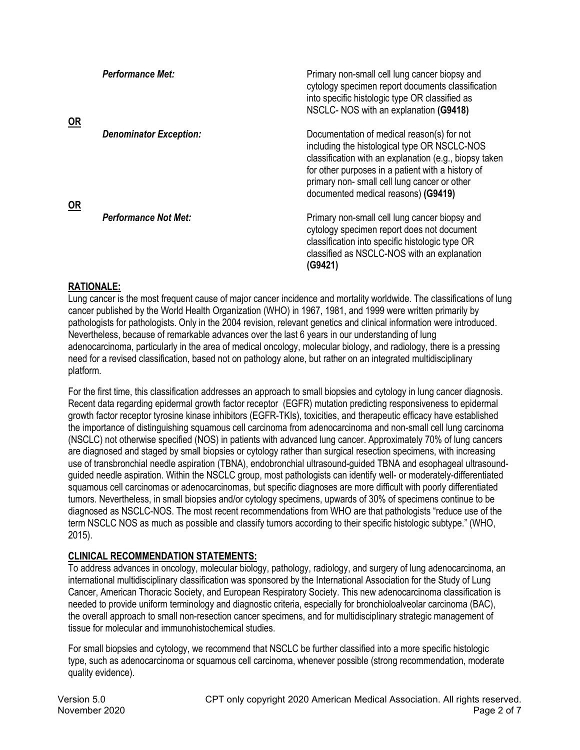*Performance Met:* Primary non-small cell lung cancer biopsy and cytology specimen report documents classification into specific histologic type OR classified as NSCLC- NOS with an explanation **(G9418)**

**OR**

*Denominator Exception:* Documentation of medical reason(s) for not including the histological type OR NSCLC-NOS classification with an explanation (e.g., biopsy taken for other purposes in a patient with a history of primary non- small cell lung cancer or other documented medical reasons) **(G9419)**

**OR**

*Performance Not Met:* Primary non-small cell lung cancer biopsy and cytology specimen report does not document classification into specific histologic type OR classified as NSCLC-NOS with an explanation **(G9421)**

## RATIONALE:

Lung cancer is the most frequent cause of major cancer incidence and mortality worldwide. The classifications of lung cancer published by the World Health Organization (WHO) in 1967, 1981, and 1999 were written primarily by pathologists for pathologists. Only in the 2004 revision, relevant genetics and clinical information were introduced. Nevertheless, because of remarkable advances over the last 6 years in our understanding of lung adenocarcinoma, particularly in the area of medical oncology, molecular biology, and radiology, there is a pressing need for a revised classification, based not on pathology alone, but rather on an integrated multidisciplinary platform.

For the first time, this classification addresses an approach to small biopsies and cytology in lung cancer diagnosis. Recent data regarding epidermal growth factor receptor (EGFR) mutation predicting responsiveness to epidermal growth factor receptor tyrosine kinase inhibitors (EGFR-TKIs), toxicities, and therapeutic efficacy have established the importance of distinguishing squamous cell carcinoma from adenocarcinoma and non-small cell lung carcinoma (NSCLC) not otherwise specified (NOS) in patients with advanced lung cancer. Approximately 70% of lung cancers are diagnosed and staged by small biopsies or cytology rather than surgical resection specimens, with increasing use of transbronchial needle aspiration (TBNA), endobronchial ultrasound-guided TBNA and esophageal ultrasound-guided needle aspiration. Within the NSCLC group, most pathologists can identify well- or moderately-differentiated squamous cell carcinomas or adenocarcinomas, but specific diagnoses are more difficult with poorly differentiated tumors. Nevertheless, in small biopsies and/or cytology specimens, upwards of 30% of specimens continue to be diagnosed as NSCLC-NOS. The most recent recommendations from WHO are that pathologists "reduce use of the term NSCLC NOS as much as possible and classify tumors according to their specific histologic subtype." (WHO, 2015).

## CLINICAL RECOMMENDATION STATEMENTS:

To address advances in oncology, molecular biology, pathology, radiology, and surgery of lung adenocarcinoma, an international multidisciplinary classification was sponsored by the International Association for the Study of Lung Cancer, American Thoracic Society, and European Respiratory Society. This new adenocarcinoma classification is needed to provide uniform terminology and diagnostic criteria, especially for bronchioloalveolar carcinoma (BAC), the overall approach to small non-resection cancer specimens, and for multidisciplinary strategic management of tissue for molecular and immunohistochemical studies.

For small biopsies and cytology, we recommend that NSCLC be further classified into a more specific histologic type, such as adenocarcinoma or squamous cell carcinoma, whenever possible (strong recommendation, moderate quality evidence).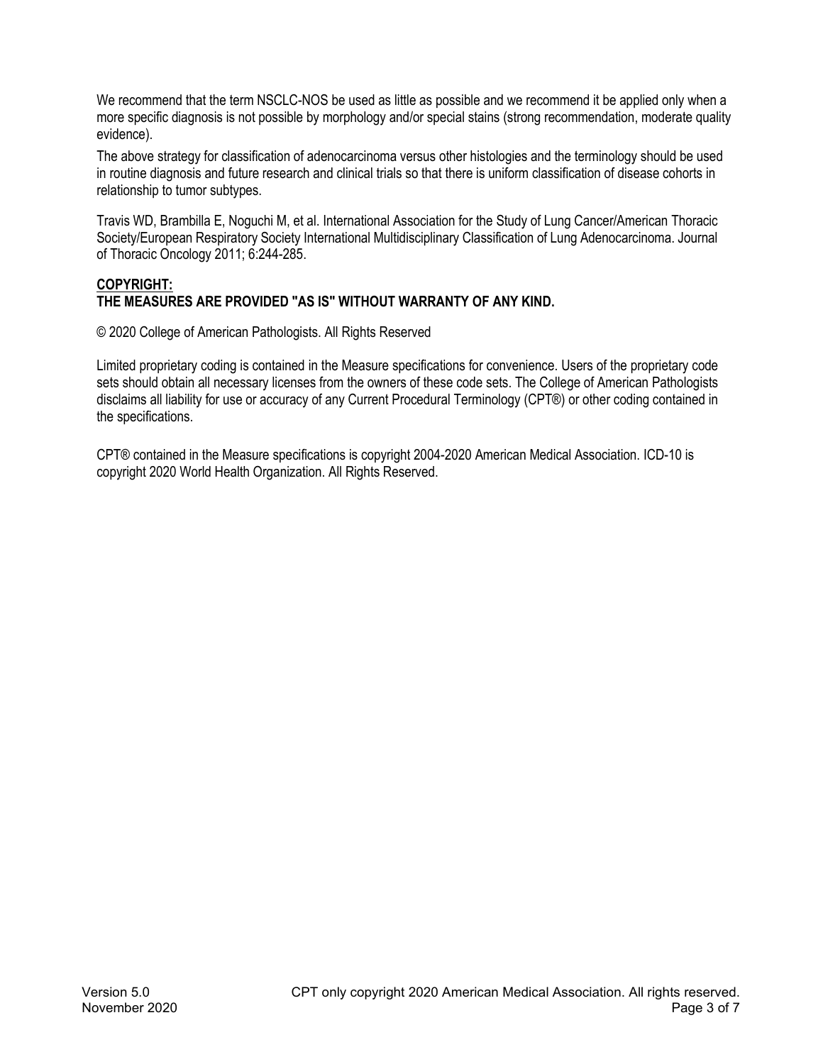We recommend that the term NSCLC-NOS be used as little as possible and we recommend it be applied only when a more specific diagnosis is not possible by morphology and/or special stains (strong recommendation, moderate quality evidence).

The above strategy for classification of adenocarcinoma versus other histologies and the terminology should be used in routine diagnosis and future research and clinical trials so that there is uniform classification of disease cohorts in relationship to tumor subtypes.

Travis WD, Brambilla E, Noguchi M, et al. International Association for the Study of Lung Cancer/American Thoracic Society/European Respiratory Society International Multidisciplinary Classification of Lung Adenocarcinoma. Journal of Thoracic Oncology 2011; 6:244-285.

**COPYRIGHT:**
**THE MEASURES ARE PROVIDED "AS IS" WITHOUT WARRANTY OF ANY KIND.**

© 2020 College of American Pathologists. All Rights Reserved

Limited proprietary coding is contained in the Measure specifications for convenience. Users of the proprietary code sets should obtain all necessary licenses from the owners of these code sets. The College of American Pathologists disclaims all liability for use or accuracy of any Current Procedural Terminology (CPT®) or other coding contained in the specifications.

CPT® contained in the Measure specifications is copyright 2004-2020 American Medical Association. ICD-10 is copyright 2020 World Health Organization. All Rights Reserved.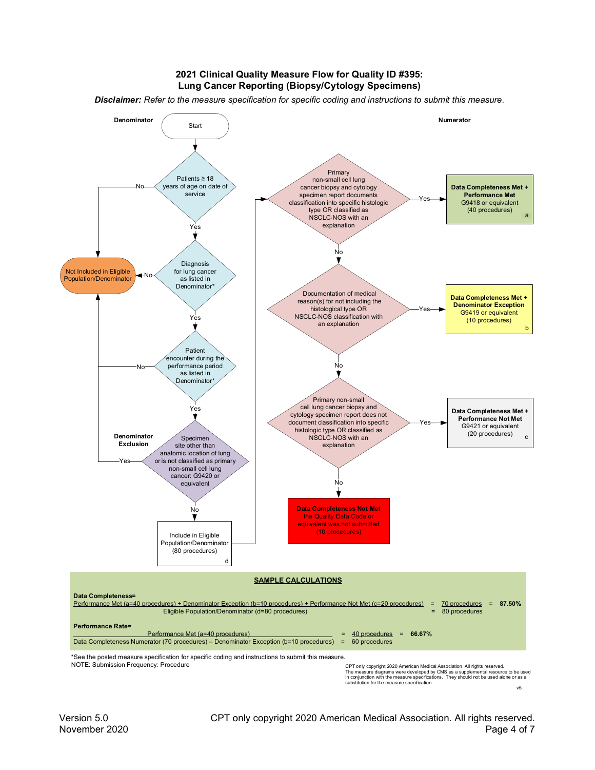# 2021 Clinical Quality Measure Flow for Quality ID #395: Lung Cancer Reporting (Biopsy/Cytology Specimens)

***Disclaimer:*** *Refer to the measure specification for specific coding and instructions to submit this measure.*

**Denominator**

Start

Patients ≥ 18 years of age on date of service — No → Not Included in Eligible Population/Denominator; Yes ↓

Diagnosis for lung cancer as listed in Denominator* — No → Not Included in Eligible Population/Denominator; Yes ↓

Patient encounter during the performance period as listed in Denominator* — No → Not Included in Eligible Population/Denominator; Yes ↓

**Denominator Exclusion**

Specimen site other than anatomic location of lung or is not classified as primary non-small cell lung cancer: G9420 or equivalent — Yes → Not Included in Eligible Population/Denominator; No ↓

Include in Eligible Population/Denominator (80 procedures) d

**Numerator**

Primary non-small cell lung cancer biopsy and cytology specimen report documents classification into specific histologic type OR classified as NSCLC-NOS with an explanation — Yes → **Data Completeness Met + Performance Met** G9418 or equivalent (40 procedures) a; No ↓

Documentation of medical reason(s) for not including the histological type OR NSCLC-NOS classification with an explanation — Yes → **Data Completeness Met + Denominator Exception** G9419 or equivalent (10 procedures) b; No ↓

Primary non-small cell lung cancer biopsy and cytology specimen report does not document classification into specific histologic type OR classified as NSCLC-NOS with an explanation — Yes → **Data Completeness Met + Performance Not Met** G9421 or equivalent (20 procedures) c; No ↓

**Data Completeness Not Met** the Quality Data Code or equivalent was not submitted (10 procedures)

## SAMPLE CALCULATIONS

**Data Completeness=**

Performance Met (a=40 procedures) + Denominator Exception (b=10 procedures) + Performance Not Met (c=20 procedures) / Eligible Population/Denominator (d=80 procedures) = 70 procedures / 80 procedures = **87.50%**

**Performance Rate=**

Performance Met (a=40 procedures) / Data Completeness Numerator (70 procedures) – Denominator Exception (b=10 procedures) = 40 procedures / 60 procedures = **66.67%**

*See the posted measure specification for specific coding and instructions to submit this measure.

NOTE: Submission Frequency: Procedure

CPT only copyright 2020 American Medical Association. All rights reserved.
The measure diagrams were developed by CMS as a supplemental resource to be used in conjunction with the measure specifications. They should not be used alone or as a substitution for the measure specification.

v5

Version 5.0
November 2020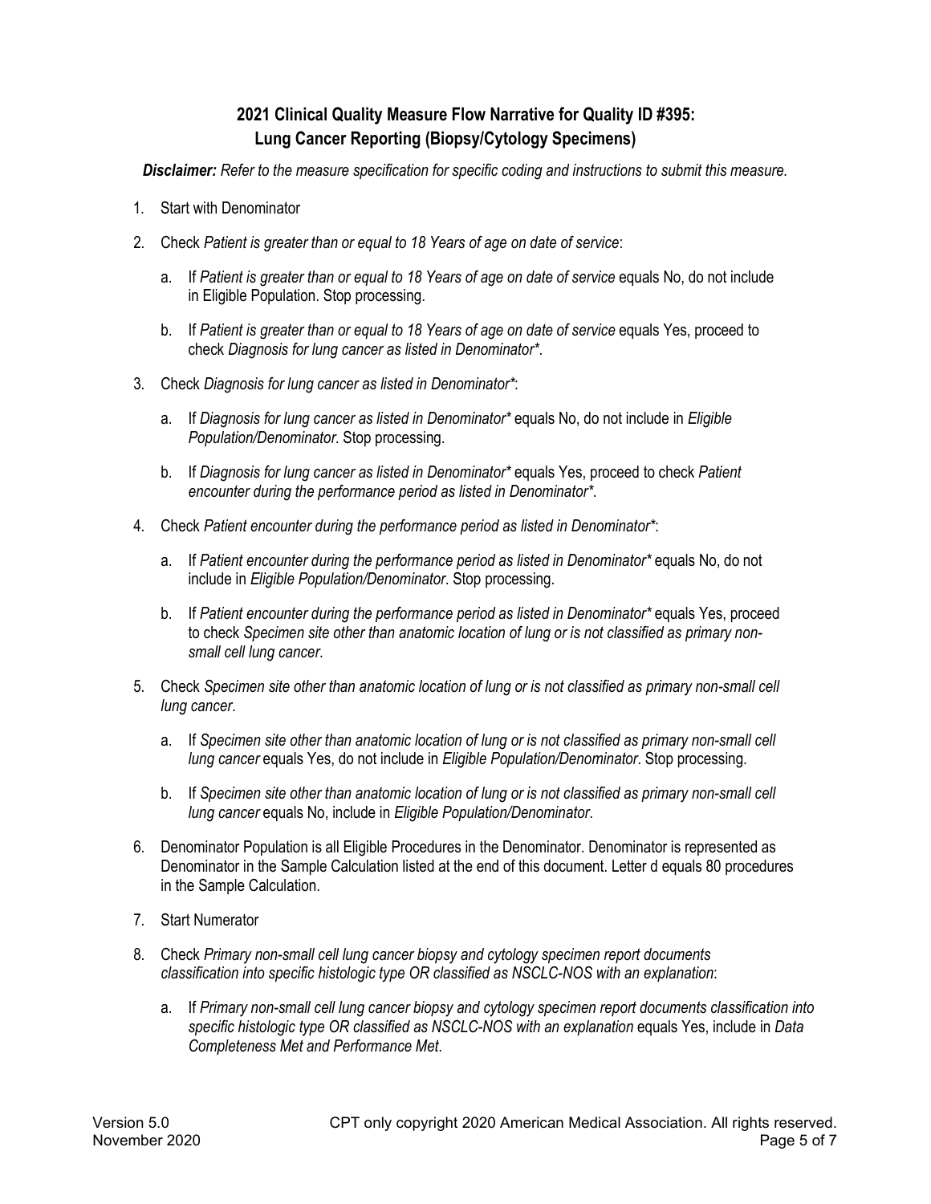## 2021 Clinical Quality Measure Flow Narrative for Quality ID #395: Lung Cancer Reporting (Biopsy/Cytology Specimens)

***Disclaimer:** Refer to the measure specification for specific coding and instructions to submit this measure.*

1. Start with Denominator
2. Check *Patient is greater than or equal to 18 Years of age on date of service*:
   a. If *Patient is greater than or equal to 18 Years of age on date of service* equals No, do not include in Eligible Population. Stop processing.
   b. If *Patient is greater than or equal to 18 Years of age on date of service* equals Yes, proceed to check *Diagnosis for lung cancer as listed in Denominator**.
3. Check *Diagnosis for lung cancer as listed in Denominator**:
   a. If *Diagnosis for lung cancer as listed in Denominator** equals No, do not include in *Eligible Population/Denominator*. Stop processing.
   b. If *Diagnosis for lung cancer as listed in Denominator** equals Yes, proceed to check *Patient encounter during the performance period as listed in Denominator**.
4. Check *Patient encounter during the performance period as listed in Denominator**:
   a. If *Patient encounter during the performance period as listed in Denominator** equals No, do not include in *Eligible Population/Denominator*. Stop processing.
   b. If *Patient encounter during the performance period as listed in Denominator** equals Yes, proceed to check *Specimen site other than anatomic location of lung or is not classified as primary non-small cell lung cancer*.
5. Check *Specimen site other than anatomic location of lung or is not classified as primary non-small cell lung cancer*.
   a. If *Specimen site other than anatomic location of lung or is not classified as primary non-small cell lung cancer* equals Yes, do not include in *Eligible Population/Denominator*. Stop processing.
   b. If *Specimen site other than anatomic location of lung or is not classified as primary non-small cell lung cancer* equals No, include in *Eligible Population/Denominator*.
6. Denominator Population is all Eligible Procedures in the Denominator. Denominator is represented as Denominator in the Sample Calculation listed at the end of this document. Letter d equals 80 procedures in the Sample Calculation.
7. Start Numerator
8. Check *Primary non-small cell lung cancer biopsy and cytology specimen report documents classification into specific histologic type OR classified as NSCLC-NOS with an explanation*:
   a. If *Primary non-small cell lung cancer biopsy and cytology specimen report documents classification into specific histologic type OR classified as NSCLC-NOS with an explanation* equals Yes, include in *Data Completeness Met and Performance Met*.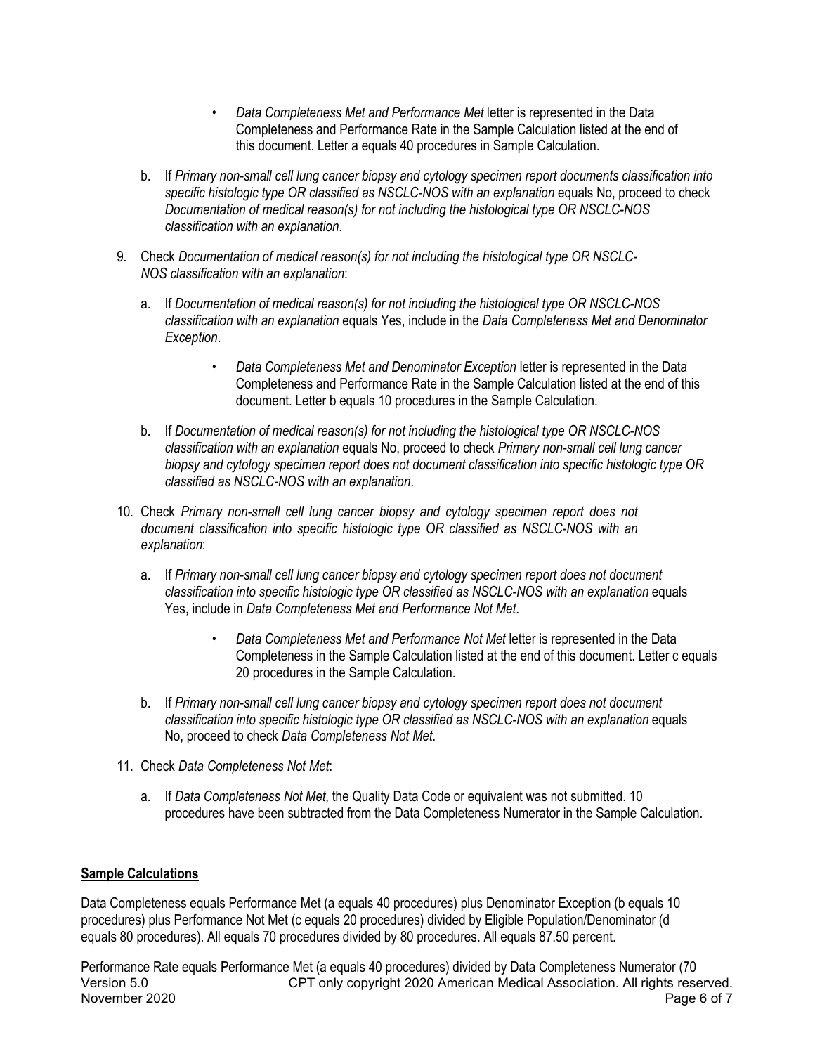- *Data Completeness Met and Performance Met* letter is represented in the Data Completeness and Performance Rate in the Sample Calculation listed at the end of this document. Letter a equals 40 procedures in Sample Calculation.

b. If *Primary non-small cell lung cancer biopsy and cytology specimen report documents classification into specific histologic type OR classified as NSCLC-NOS with an explanation* equals No, proceed to check *Documentation of medical reason(s) for not including the histological type OR NSCLC-NOS classification with an explanation*.

9. Check *Documentation of medical reason(s) for not including the histological type OR NSCLC-NOS classification with an explanation*:

   a. If *Documentation of medical reason(s) for not including the histological type OR NSCLC-NOS classification with an explanation* equals Yes, include in the *Data Completeness Met and Denominator Exception*.

      - *Data Completeness Met and Denominator Exception* letter is represented in the Data Completeness and Performance Rate in the Sample Calculation listed at the end of this document. Letter b equals 10 procedures in the Sample Calculation.

   b. If *Documentation of medical reason(s) for not including the histological type OR NSCLC-NOS classification with an explanation* equals No, proceed to check *Primary non-small cell lung cancer biopsy and cytology specimen report does not document classification into specific histologic type OR classified as NSCLC-NOS with an explanation*.

10. Check *Primary non-small cell lung cancer biopsy and cytology specimen report does not document classification into specific histologic type OR classified as NSCLC-NOS with an explanation*:

    a. If *Primary non-small cell lung cancer biopsy and cytology specimen report does not document classification into specific histologic type OR classified as NSCLC-NOS with an explanation* equals Yes, include in *Data Completeness Met and Performance Not Met*.

       - *Data Completeness Met and Performance Not Met* letter is represented in the Data Completeness in the Sample Calculation listed at the end of this document. Letter c equals 20 procedures in the Sample Calculation.

    b. If *Primary non-small cell lung cancer biopsy and cytology specimen report does not document classification into specific histologic type OR classified as NSCLC-NOS with an explanation* equals No, proceed to check *Data Completeness Not Met*.

11. Check *Data Completeness Not Met*:

    a. If *Data Completeness Not Met*, the Quality Data Code or equivalent was not submitted. 10 procedures have been subtracted from the Data Completeness Numerator in the Sample Calculation.

**Sample Calculations**

Data Completeness equals Performance Met (a equals 40 procedures) plus Denominator Exception (b equals 10 procedures) plus Performance Not Met (c equals 20 procedures) divided by Eligible Population/Denominator (d equals 80 procedures). All equals 70 procedures divided by 80 procedures. All equals 87.50 percent.

Performance Rate equals Performance Met (a equals 40 procedures) divided by Data Completeness Numerator (70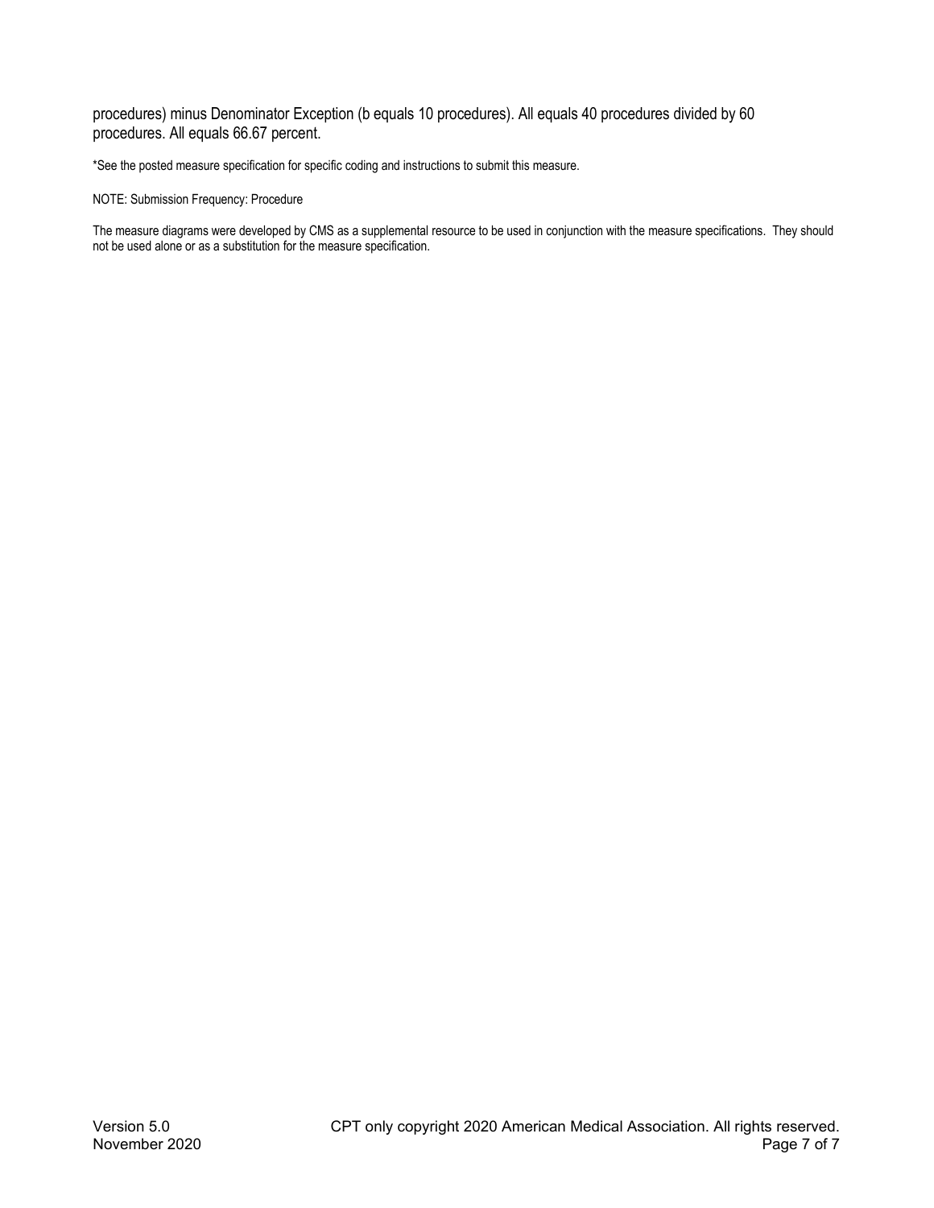procedures) minus Denominator Exception (b equals 10 procedures). All equals 40 procedures divided by 60 procedures. All equals 66.67 percent.

*See the posted measure specification for specific coding and instructions to submit this measure.

NOTE: Submission Frequency: Procedure

The measure diagrams were developed by CMS as a supplemental resource to be used in conjunction with the measure specifications. They should not be used alone or as a substitution for the measure specification.